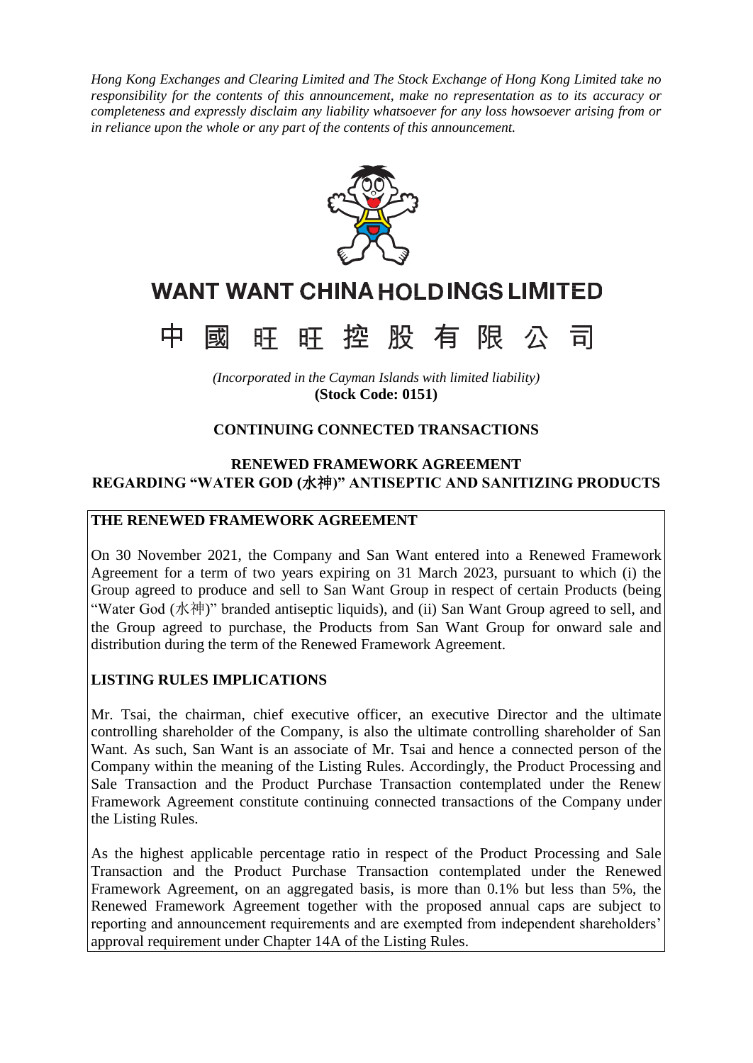*Hong Kong Exchanges and Clearing Limited and The Stock Exchange of Hong Kong Limited take no responsibility for the contents of this announcement, make no representation as to its accuracy or completeness and expressly disclaim any liability whatsoever for any loss howsoever arising from or in reliance upon the whole or any part of the contents of this announcement.*

# WANT WANT CHINA HOLDINGS LIMITED

# 中 國 旺 旺 控 股 有 限 公 司

*(Incorporated in the Cayman Islands with limited liability)*

**(Stock Code: 0151)**

## CONTINUING CONNECTED TRANSACTIONS

## RENEWED FRAMEWORK AGREEMENT REGARDING "WATER GOD (水神)" ANTISEPTIC AND SANITIZING PRODUCTS

**THE RENEWED FRAMEWORK AGREEMENT**

On 30 November 2021, the Company and San Want entered into a Renewed Framework Agreement for a term of two years expiring on 31 March 2023, pursuant to which (i) the Group agreed to produce and sell to San Want Group in respect of certain Products (being "Water God (水神)" branded antiseptic liquids), and (ii) San Want Group agreed to sell, and the Group agreed to purchase, the Products from San Want Group for onward sale and distribution during the term of the Renewed Framework Agreement.

**LISTING RULES IMPLICATIONS**

Mr. Tsai, the chairman, chief executive officer, an executive Director and the ultimate controlling shareholder of the Company, is also the ultimate controlling shareholder of San Want. As such, San Want is an associate of Mr. Tsai and hence a connected person of the Company within the meaning of the Listing Rules. Accordingly, the Product Processing and Sale Transaction and the Product Purchase Transaction contemplated under the Renew Framework Agreement constitute continuing connected transactions of the Company under the Listing Rules.

As the highest applicable percentage ratio in respect of the Product Processing and Sale Transaction and the Product Purchase Transaction contemplated under the Renewed Framework Agreement, on an aggregated basis, is more than 0.1% but less than 5%, the Renewed Framework Agreement together with the proposed annual caps are subject to reporting and announcement requirements and are exempted from independent shareholders' approval requirement under Chapter 14A of the Listing Rules.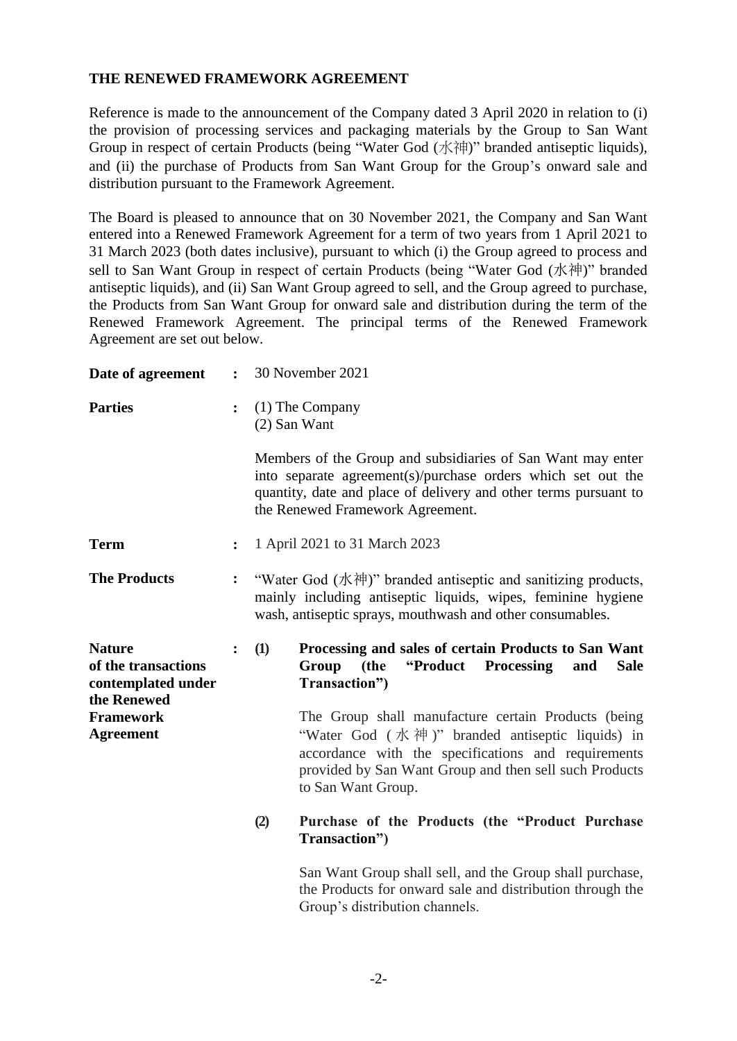## THE RENEWED FRAMEWORK AGREEMENT

Reference is made to the announcement of the Company dated 3 April 2020 in relation to (i) the provision of processing services and packaging materials by the Group to San Want Group in respect of certain Products (being "Water God (水神)" branded antiseptic liquids), and (ii) the purchase of Products from San Want Group for the Group's onward sale and distribution pursuant to the Framework Agreement.

The Board is pleased to announce that on 30 November 2021, the Company and San Want entered into a Renewed Framework Agreement for a term of two years from 1 April 2021 to 31 March 2023 (both dates inclusive), pursuant to which (i) the Group agreed to process and sell to San Want Group in respect of certain Products (being "Water God (水神)" branded antiseptic liquids), and (ii) San Want Group agreed to sell, and the Group agreed to purchase, the Products from San Want Group for onward sale and distribution during the term of the Renewed Framework Agreement. The principal terms of the Renewed Framework Agreement are set out below.

**Date of agreement** : 30 November 2021

**Parties** : (1) The Company
(2) San Want

Members of the Group and subsidiaries of San Want may enter into separate agreement(s)/purchase orders which set out the quantity, date and place of delivery and other terms pursuant to the Renewed Framework Agreement.

**Term** : 1 April 2021 to 31 March 2023

**The Products** : "Water God (水神)" branded antiseptic and sanitizing products, mainly including antiseptic liquids, wipes, feminine hygiene wash, antiseptic sprays, mouthwash and other consumables.

**Nature of the transactions contemplated under the Renewed Framework Agreement** :

**(1) Processing and sales of certain Products to San Want Group (the "Product Processing and Sale Transaction")**

The Group shall manufacture certain Products (being "Water God (水神)" branded antiseptic liquids) in accordance with the specifications and requirements provided by San Want Group and then sell such Products to San Want Group.

**(2) Purchase of the Products (the "Product Purchase Transaction")**

San Want Group shall sell, and the Group shall purchase, the Products for onward sale and distribution through the Group's distribution channels.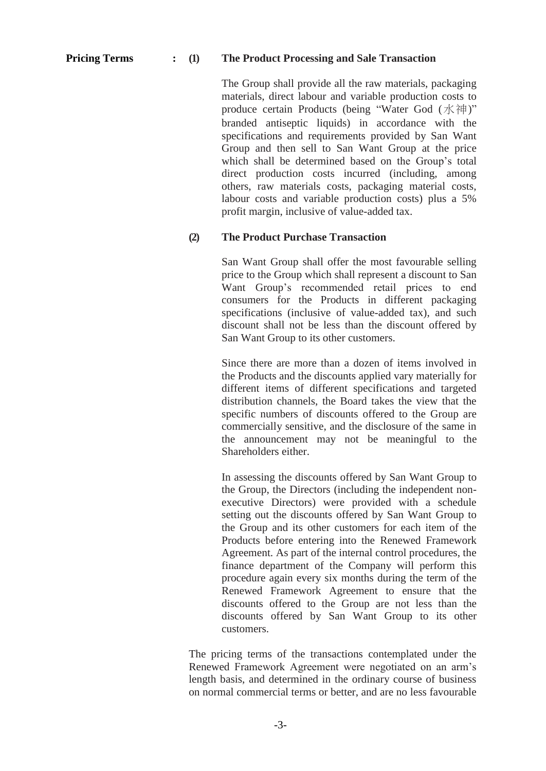**Pricing Terms** : **(1) The Product Processing and Sale Transaction**

The Group shall provide all the raw materials, packaging materials, direct labour and variable production costs to produce certain Products (being "Water God (水神)" branded antiseptic liquids) in accordance with the specifications and requirements provided by San Want Group and then sell to San Want Group at the price which shall be determined based on the Group's total direct production costs incurred (including, among others, raw materials costs, packaging material costs, labour costs and variable production costs) plus a 5% profit margin, inclusive of value-added tax.

**(2) The Product Purchase Transaction**

San Want Group shall offer the most favourable selling price to the Group which shall represent a discount to San Want Group's recommended retail prices to end consumers for the Products in different packaging specifications (inclusive of value-added tax), and such discount shall not be less than the discount offered by San Want Group to its other customers.

Since there are more than a dozen of items involved in the Products and the discounts applied vary materially for different items of different specifications and targeted distribution channels, the Board takes the view that the specific numbers of discounts offered to the Group are commercially sensitive, and the disclosure of the same in the announcement may not be meaningful to the Shareholders either.

In assessing the discounts offered by San Want Group to the Group, the Directors (including the independent non-executive Directors) were provided with a schedule setting out the discounts offered by San Want Group to the Group and its other customers for each item of the Products before entering into the Renewed Framework Agreement. As part of the internal control procedures, the finance department of the Company will perform this procedure again every six months during the term of the Renewed Framework Agreement to ensure that the discounts offered to the Group are not less than the discounts offered by San Want Group to its other customers.

The pricing terms of the transactions contemplated under the Renewed Framework Agreement were negotiated on an arm's length basis, and determined in the ordinary course of business on normal commercial terms or better, and are no less favourable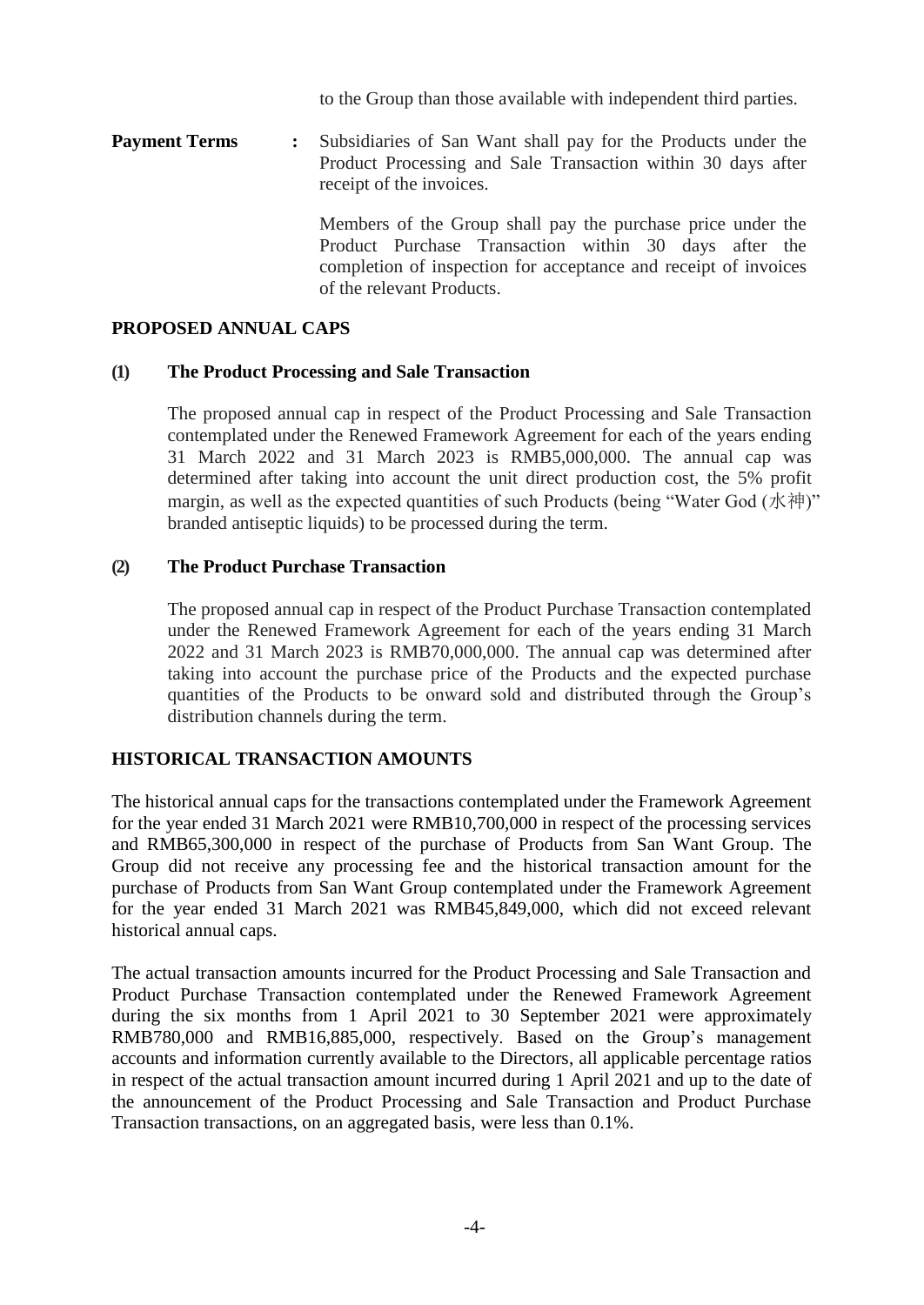to the Group than those available with independent third parties.

**Payment Terms** : Subsidiaries of San Want shall pay for the Products under the Product Processing and Sale Transaction within 30 days after receipt of the invoices.

Members of the Group shall pay the purchase price under the Product Purchase Transaction within 30 days after the completion of inspection for acceptance and receipt of invoices of the relevant Products.

## PROPOSED ANNUAL CAPS

### (1) The Product Processing and Sale Transaction

The proposed annual cap in respect of the Product Processing and Sale Transaction contemplated under the Renewed Framework Agreement for each of the years ending 31 March 2022 and 31 March 2023 is RMB5,000,000. The annual cap was determined after taking into account the unit direct production cost, the 5% profit margin, as well as the expected quantities of such Products (being "Water God (水神)" branded antiseptic liquids) to be processed during the term.

### (2) The Product Purchase Transaction

The proposed annual cap in respect of the Product Purchase Transaction contemplated under the Renewed Framework Agreement for each of the years ending 31 March 2022 and 31 March 2023 is RMB70,000,000. The annual cap was determined after taking into account the purchase price of the Products and the expected purchase quantities of the Products to be onward sold and distributed through the Group's distribution channels during the term.

## HISTORICAL TRANSACTION AMOUNTS

The historical annual caps for the transactions contemplated under the Framework Agreement for the year ended 31 March 2021 were RMB10,700,000 in respect of the processing services and RMB65,300,000 in respect of the purchase of Products from San Want Group. The Group did not receive any processing fee and the historical transaction amount for the purchase of Products from San Want Group contemplated under the Framework Agreement for the year ended 31 March 2021 was RMB45,849,000, which did not exceed relevant historical annual caps.

The actual transaction amounts incurred for the Product Processing and Sale Transaction and Product Purchase Transaction contemplated under the Renewed Framework Agreement during the six months from 1 April 2021 to 30 September 2021 were approximately RMB780,000 and RMB16,885,000, respectively. Based on the Group's management accounts and information currently available to the Directors, all applicable percentage ratios in respect of the actual transaction amount incurred during 1 April 2021 and up to the date of the announcement of the Product Processing and Sale Transaction and Product Purchase Transaction transactions, on an aggregated basis, were less than 0.1%.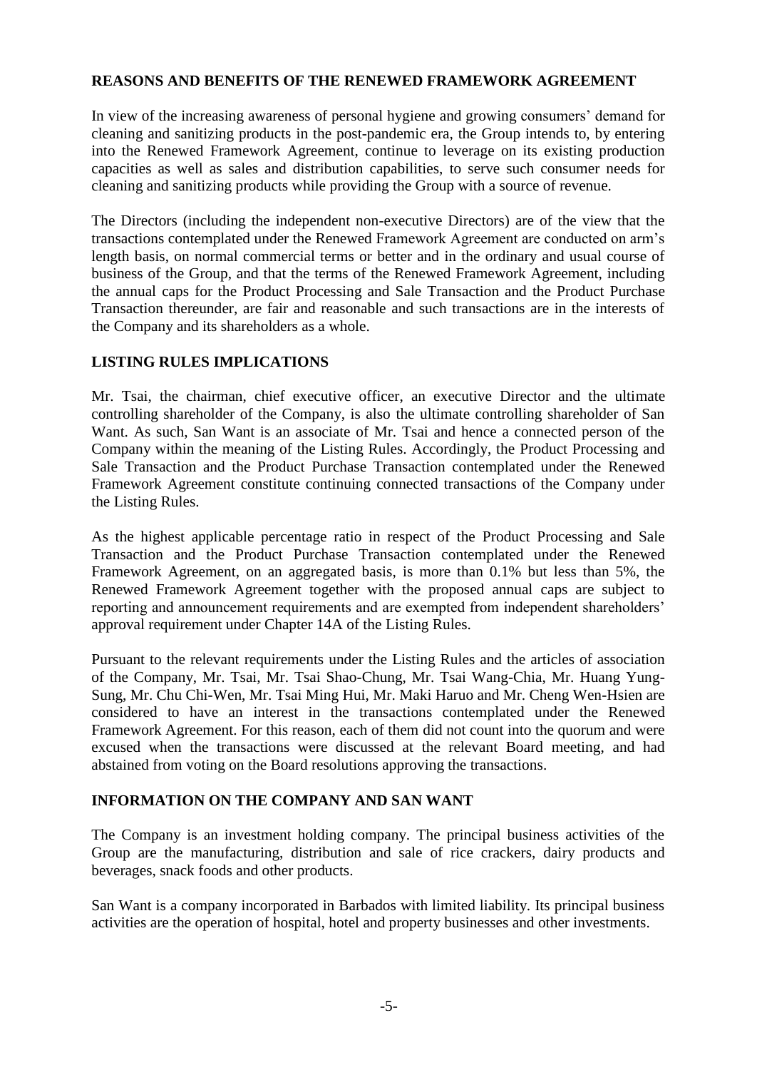## REASONS AND BENEFITS OF THE RENEWED FRAMEWORK AGREEMENT

In view of the increasing awareness of personal hygiene and growing consumers' demand for cleaning and sanitizing products in the post-pandemic era, the Group intends to, by entering into the Renewed Framework Agreement, continue to leverage on its existing production capacities as well as sales and distribution capabilities, to serve such consumer needs for cleaning and sanitizing products while providing the Group with a source of revenue.

The Directors (including the independent non-executive Directors) are of the view that the transactions contemplated under the Renewed Framework Agreement are conducted on arm's length basis, on normal commercial terms or better and in the ordinary and usual course of business of the Group, and that the terms of the Renewed Framework Agreement, including the annual caps for the Product Processing and Sale Transaction and the Product Purchase Transaction thereunder, are fair and reasonable and such transactions are in the interests of the Company and its shareholders as a whole.

## LISTING RULES IMPLICATIONS

Mr. Tsai, the chairman, chief executive officer, an executive Director and the ultimate controlling shareholder of the Company, is also the ultimate controlling shareholder of San Want. As such, San Want is an associate of Mr. Tsai and hence a connected person of the Company within the meaning of the Listing Rules. Accordingly, the Product Processing and Sale Transaction and the Product Purchase Transaction contemplated under the Renewed Framework Agreement constitute continuing connected transactions of the Company under the Listing Rules.

As the highest applicable percentage ratio in respect of the Product Processing and Sale Transaction and the Product Purchase Transaction contemplated under the Renewed Framework Agreement, on an aggregated basis, is more than 0.1% but less than 5%, the Renewed Framework Agreement together with the proposed annual caps are subject to reporting and announcement requirements and are exempted from independent shareholders' approval requirement under Chapter 14A of the Listing Rules.

Pursuant to the relevant requirements under the Listing Rules and the articles of association of the Company, Mr. Tsai, Mr. Tsai Shao-Chung, Mr. Tsai Wang-Chia, Mr. Huang Yung-Sung, Mr. Chu Chi-Wen, Mr. Tsai Ming Hui, Mr. Maki Haruo and Mr. Cheng Wen-Hsien are considered to have an interest in the transactions contemplated under the Renewed Framework Agreement. For this reason, each of them did not count into the quorum and were excused when the transactions were discussed at the relevant Board meeting, and had abstained from voting on the Board resolutions approving the transactions.

## INFORMATION ON THE COMPANY AND SAN WANT

The Company is an investment holding company. The principal business activities of the Group are the manufacturing, distribution and sale of rice crackers, dairy products and beverages, snack foods and other products.

San Want is a company incorporated in Barbados with limited liability. Its principal business activities are the operation of hospital, hotel and property businesses and other investments.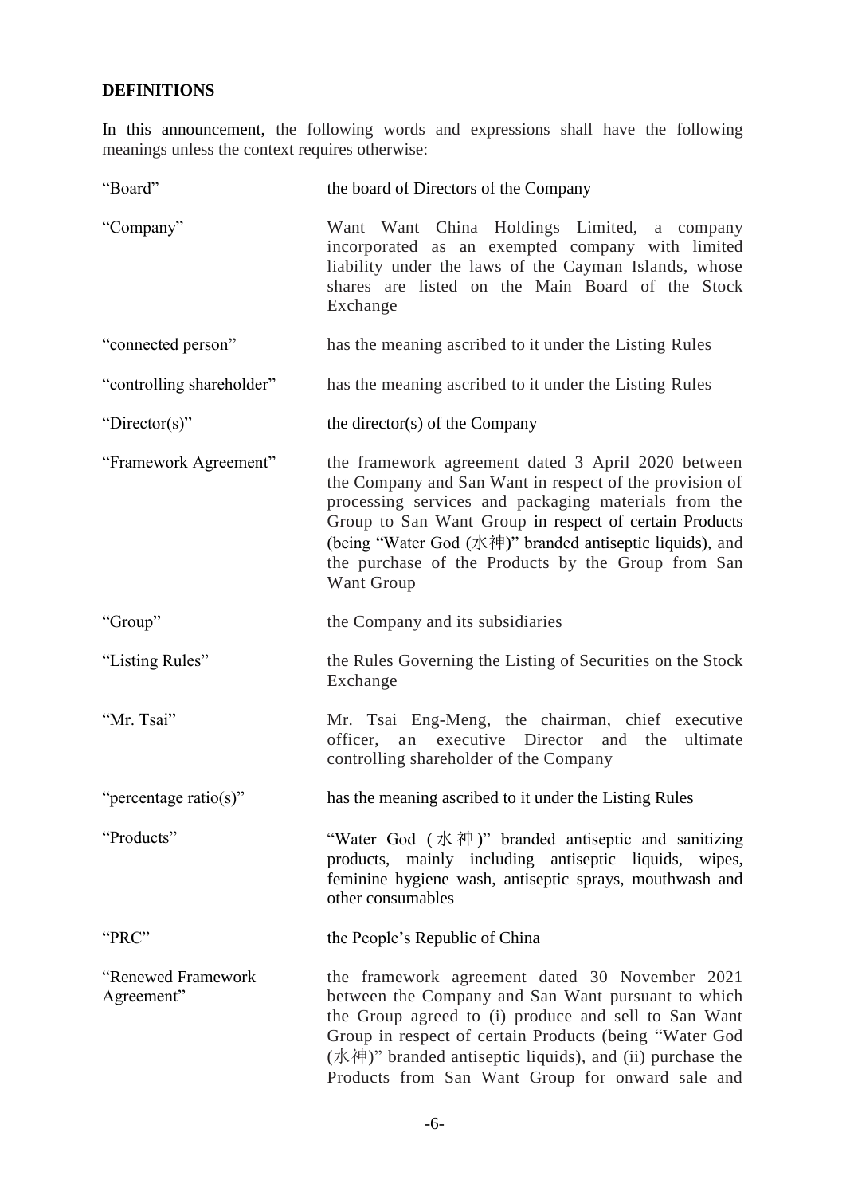## DEFINITIONS

In this announcement, the following words and expressions shall have the following meanings unless the context requires otherwise:

| | |
|---|---|
| "Board" | the board of Directors of the Company |
| "Company" | Want Want China Holdings Limited, a company incorporated as an exempted company with limited liability under the laws of the Cayman Islands, whose shares are listed on the Main Board of the Stock Exchange |
| "connected person" | has the meaning ascribed to it under the Listing Rules |
| "controlling shareholder" | has the meaning ascribed to it under the Listing Rules |
| "Director(s)" | the director(s) of the Company |
| "Framework Agreement" | the framework agreement dated 3 April 2020 between the Company and San Want in respect of the provision of processing services and packaging materials from the Group to San Want Group in respect of certain Products (being "Water God (水神)" branded antiseptic liquids), and the purchase of the Products by the Group from San Want Group |
| "Group" | the Company and its subsidiaries |
| "Listing Rules" | the Rules Governing the Listing of Securities on the Stock Exchange |
| "Mr. Tsai" | Mr. Tsai Eng-Meng, the chairman, chief executive officer, an executive Director and the ultimate controlling shareholder of the Company |
| "percentage ratio(s)" | has the meaning ascribed to it under the Listing Rules |
| "Products" | "Water God (水神)" branded antiseptic and sanitizing products, mainly including antiseptic liquids, wipes, feminine hygiene wash, antiseptic sprays, mouthwash and other consumables |
| "PRC" | the People's Republic of China |
| "Renewed Framework Agreement" | the framework agreement dated 30 November 2021 between the Company and San Want pursuant to which the Group agreed to (i) produce and sell to San Want Group in respect of certain Products (being "Water God (水神)" branded antiseptic liquids), and (ii) purchase the Products from San Want Group for onward sale and |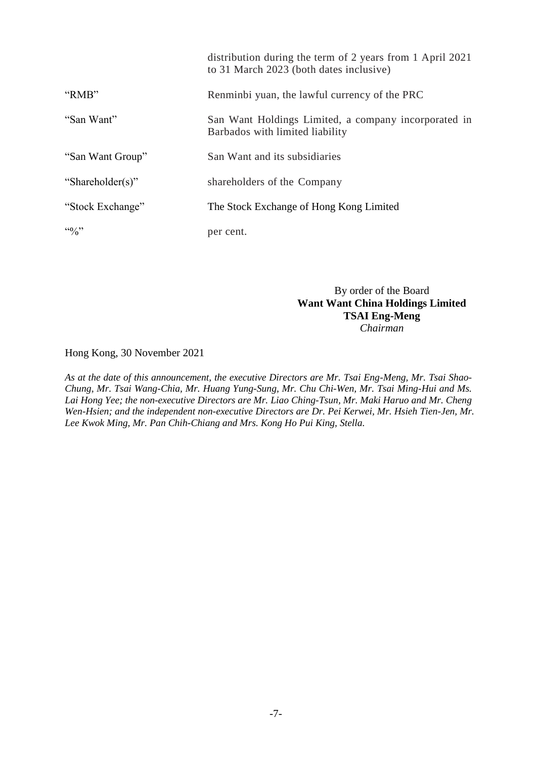| | |
|---|---|
| | distribution during the term of 2 years from 1 April 2021 to 31 March 2023 (both dates inclusive) |
| "RMB" | Renminbi yuan, the lawful currency of the PRC |
| "San Want" | San Want Holdings Limited, a company incorporated in Barbados with limited liability |
| "San Want Group" | San Want and its subsidiaries |
| "Shareholder(s)" | shareholders of the Company |
| "Stock Exchange" | The Stock Exchange of Hong Kong Limited |
| "%" | per cent. |

By order of the Board
**Want Want China Holdings Limited**
**TSAI Eng-Meng**
*Chairman*

Hong Kong, 30 November 2021

*As at the date of this announcement, the executive Directors are Mr. Tsai Eng-Meng, Mr. Tsai Shao-Chung, Mr. Tsai Wang-Chia, Mr. Huang Yung-Sung, Mr. Chu Chi-Wen, Mr. Tsai Ming-Hui and Ms. Lai Hong Yee; the non-executive Directors are Mr. Liao Ching-Tsun, Mr. Maki Haruo and Mr. Cheng Wen-Hsien; and the independent non-executive Directors are Dr. Pei Kerwei, Mr. Hsieh Tien-Jen, Mr. Lee Kwok Ming, Mr. Pan Chih-Chiang and Mrs. Kong Ho Pui King, Stella.*